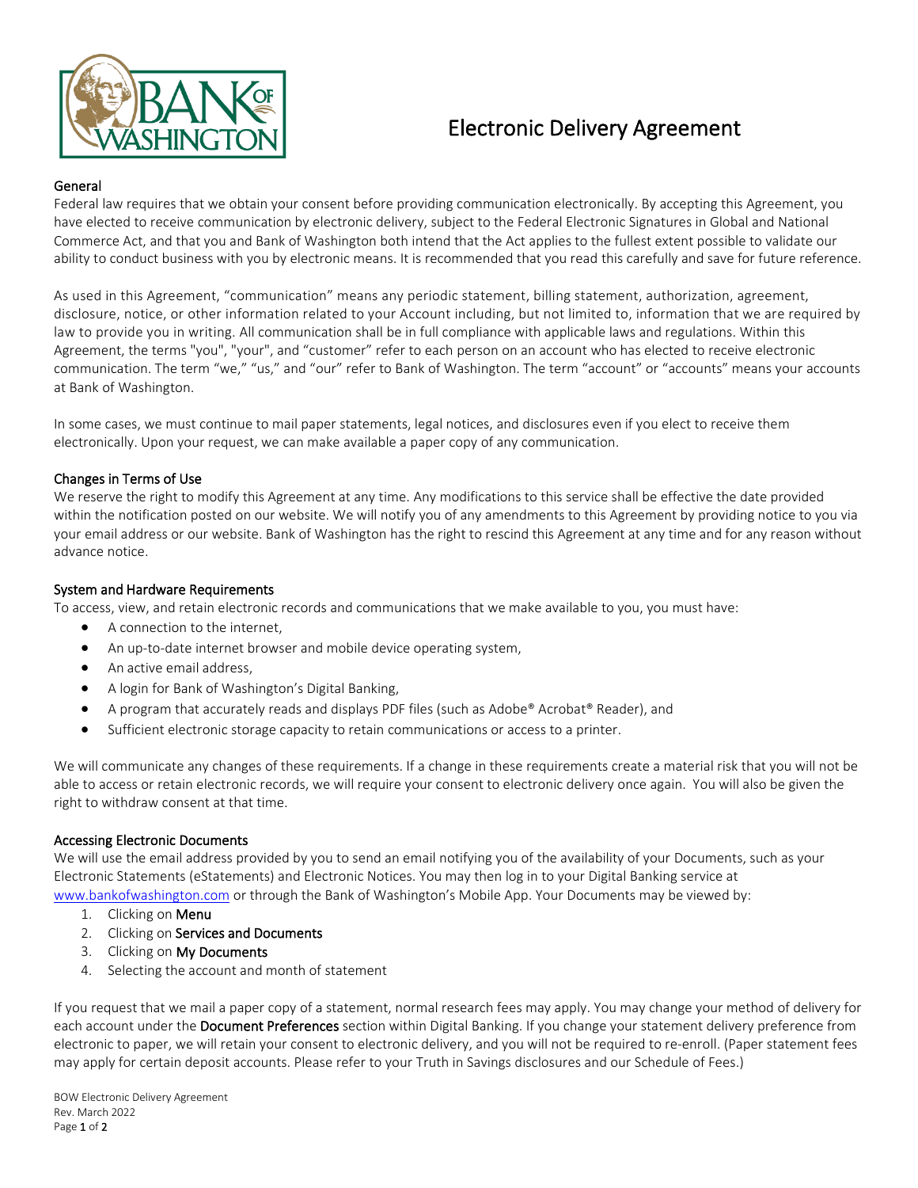# Electronic Delivery Agreement

## General

Federal law requires that we obtain your consent before providing communication electronically. By accepting this Agreement, you have elected to receive communication by electronic delivery, subject to the Federal Electronic Signatures in Global and National Commerce Act, and that you and Bank of Washington both intend that the Act applies to the fullest extent possible to validate our ability to conduct business with you by electronic means. It is recommended that you read this carefully and save for future reference.

As used in this Agreement, "communication" means any periodic statement, billing statement, authorization, agreement, disclosure, notice, or other information related to your Account including, but not limited to, information that we are required by law to provide you in writing. All communication shall be in full compliance with applicable laws and regulations. Within this Agreement, the terms "you", "your", and "customer" refer to each person on an account who has elected to receive electronic communication. The term "we," "us," and "our" refer to Bank of Washington. The term "account" or "accounts" means your accounts at Bank of Washington.

In some cases, we must continue to mail paper statements, legal notices, and disclosures even if you elect to receive them electronically. Upon your request, we can make available a paper copy of any communication.

## Changes in Terms of Use

We reserve the right to modify this Agreement at any time. Any modifications to this service shall be effective the date provided within the notification posted on our website. We will notify you of any amendments to this Agreement by providing notice to you via your email address or our website. Bank of Washington has the right to rescind this Agreement at any time and for any reason without advance notice.

## System and Hardware Requirements

To access, view, and retain electronic records and communications that we make available to you, you must have:

- A connection to the internet,
- An up-to-date internet browser and mobile device operating system,
- An active email address,
- A login for Bank of Washington's Digital Banking,
- A program that accurately reads and displays PDF files (such as Adobe® Acrobat® Reader), and
- Sufficient electronic storage capacity to retain communications or access to a printer.

We will communicate any changes of these requirements. If a change in these requirements create a material risk that you will not be able to access or retain electronic records, we will require your consent to electronic delivery once again. You will also be given the right to withdraw consent at that time.

## Accessing Electronic Documents

We will use the email address provided by you to send an email notifying you of the availability of your Documents, such as your Electronic Statements (eStatements) and Electronic Notices. You may then log in to your Digital Banking service at www.bankofwashington.com or through the Bank of Washington's Mobile App. Your Documents may be viewed by:

1. Clicking on **Menu**
2. Clicking on **Services and Documents**
3. Clicking on **My Documents**
4. Selecting the account and month of statement

If you request that we mail a paper copy of a statement, normal research fees may apply. You may change your method of delivery for each account under the **Document Preferences** section within Digital Banking. If you change your statement delivery preference from electronic to paper, we will retain your consent to electronic delivery, and you will not be required to re-enroll. (Paper statement fees may apply for certain deposit accounts. Please refer to your Truth in Savings disclosures and our Schedule of Fees.)

BOW Electronic Delivery Agreement
Rev. March 2022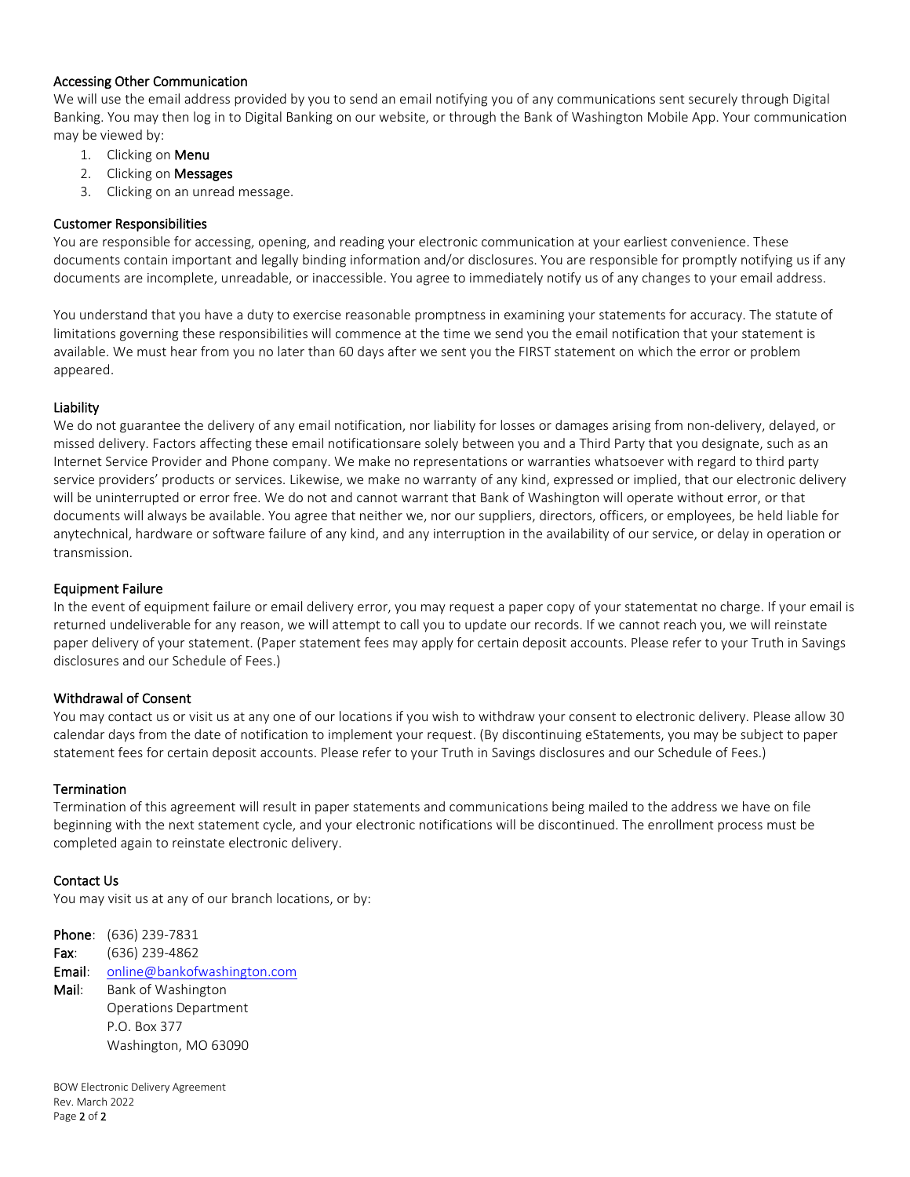## Accessing Other Communication

We will use the email address provided by you to send an email notifying you of any communications sent securely through Digital Banking. You may then log in to Digital Banking on our website, or through the Bank of Washington Mobile App. Your communication may be viewed by:

1. Clicking on **Menu**
2. Clicking on **Messages**
3. Clicking on an unread message.

## Customer Responsibilities

You are responsible for accessing, opening, and reading your electronic communication at your earliest convenience. These documents contain important and legally binding information and/or disclosures. You are responsible for promptly notifying us if any documents are incomplete, unreadable, or inaccessible. You agree to immediately notify us of any changes to your email address.

You understand that you have a duty to exercise reasonable promptness in examining your statements for accuracy. The statute of limitations governing these responsibilities will commence at the time we send you the email notification that your statement is available. We must hear from you no later than 60 days after we sent you the FIRST statement on which the error or problem appeared.

## Liability

We do not guarantee the delivery of any email notification, nor liability for losses or damages arising from non-delivery, delayed, or missed delivery. Factors affecting these email notificationsare solely between you and a Third Party that you designate, such as an Internet Service Provider and Phone company. We make no representations or warranties whatsoever with regard to third party service providers' products or services. Likewise, we make no warranty of any kind, expressed or implied, that our electronic delivery will be uninterrupted or error free. We do not and cannot warrant that Bank of Washington will operate without error, or that documents will always be available. You agree that neither we, nor our suppliers, directors, officers, or employees, be held liable for anytechnical, hardware or software failure of any kind, and any interruption in the availability of our service, or delay in operation or transmission.

## Equipment Failure

In the event of equipment failure or email delivery error, you may request a paper copy of your statementat no charge. If your email is returned undeliverable for any reason, we will attempt to call you to update our records. If we cannot reach you, we will reinstate paper delivery of your statement. (Paper statement fees may apply for certain deposit accounts. Please refer to your Truth in Savings disclosures and our Schedule of Fees.)

## Withdrawal of Consent

You may contact us or visit us at any one of our locations if you wish to withdraw your consent to electronic delivery. Please allow 30 calendar days from the date of notification to implement your request. (By discontinuing eStatements, you may be subject to paper statement fees for certain deposit accounts. Please refer to your Truth in Savings disclosures and our Schedule of Fees.)

## Termination

Termination of this agreement will result in paper statements and communications being mailed to the address we have on file beginning with the next statement cycle, and your electronic notifications will be discontinued. The enrollment process must be completed again to reinstate electronic delivery.

## Contact Us

You may visit us at any of our branch locations, or by:

**Phone**: (636) 239-7831
**Fax**: (636) 239-4862
**Email**: online@bankofwashington.com
**Mail**: Bank of Washington
Operations Department
P.O. Box 377
Washington, MO 63090

BOW Electronic Delivery Agreement
Rev. March 2022